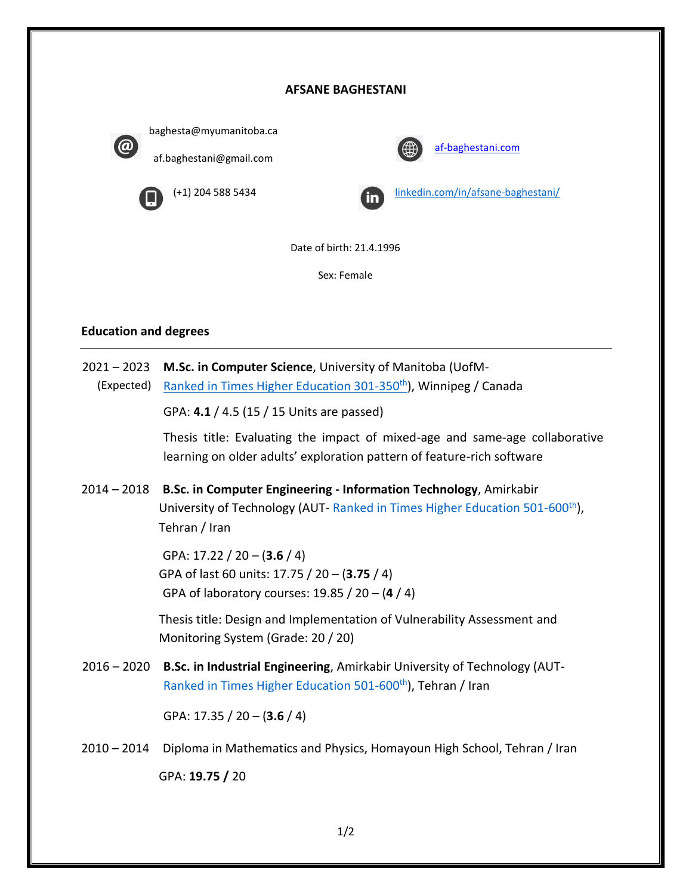# AFSANE BAGHESTANI

baghesta@myumanitoba.ca

af.baghestani@gmail.com

(+1) 204 588 5434

[af-baghestani.com](af-baghestani.com)

[linkedin.com/in/afsane-baghestani/](linkedin.com/in/afsane-baghestani/)

Date of birth: 21.4.1996

Sex: Female

## Education and degrees

2021 – 2023 (Expected) **M.Sc. in Computer Science**, University of Manitoba (UofM- Ranked in Times Higher Education 301-350th), Winnipeg / Canada

GPA: **4.1** / 4.5 (15 / 15 Units are passed)

Thesis title: Evaluating the impact of mixed-age and same-age collaborative learning on older adults' exploration pattern of feature-rich software

2014 – 2018 **B.Sc. in Computer Engineering - Information Technology**, Amirkabir University of Technology (AUT- Ranked in Times Higher Education 501-600th), Tehran / Iran

GPA: 17.22 / 20 – (**3.6** / 4)
GPA of last 60 units: 17.75 / 20 – (**3.75** / 4)
GPA of laboratory courses: 19.85 / 20 – (**4** / 4)

Thesis title: Design and Implementation of Vulnerability Assessment and Monitoring System (Grade: 20 / 20)

2016 – 2020 **B.Sc. in Industrial Engineering**, Amirkabir University of Technology (AUT- Ranked in Times Higher Education 501-600th), Tehran / Iran

GPA: 17.35 / 20 – (**3.6** / 4)

2010 – 2014 Diploma in Mathematics and Physics, Homayoun High School, Tehran / Iran

GPA: **19.75 /** 20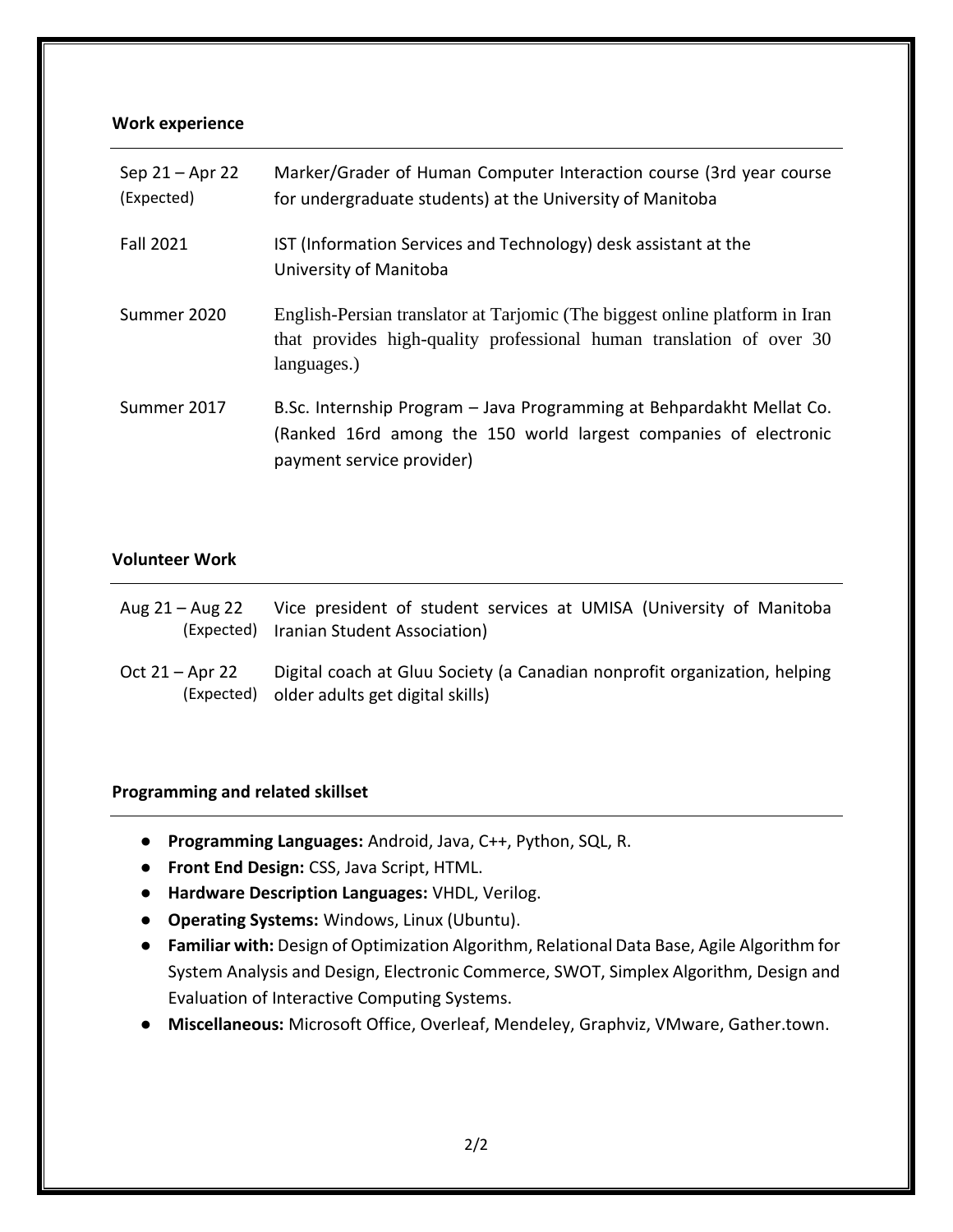## Work experience

| | |
|---|---|
| Sep 21 – Apr 22 (Expected) | Marker/Grader of Human Computer Interaction course (3rd year course for undergraduate students) at the University of Manitoba |
| Fall 2021 | IST (Information Services and Technology) desk assistant at the University of Manitoba |
| Summer 2020 | English-Persian translator at Tarjomic (The biggest online platform in Iran that provides high-quality professional human translation of over 30 languages.) |
| Summer 2017 | B.Sc. Internship Program – Java Programming at Behpardakht Mellat Co. (Ranked 16rd among the 150 world largest companies of electronic payment service provider) |

## Volunteer Work

| | |
|---|---|
| Aug 21 – Aug 22 (Expected) | Vice president of student services at UMISA (University of Manitoba Iranian Student Association) |
| Oct 21 – Apr 22 (Expected) | Digital coach at Gluu Society (a Canadian nonprofit organization, helping older adults get digital skills) |

## Programming and related skillset

- **Programming Languages:** Android, Java, C++, Python, SQL, R.
- **Front End Design:** CSS, Java Script, HTML.
- **Hardware Description Languages:** VHDL, Verilog.
- **Operating Systems:** Windows, Linux (Ubuntu).
- **Familiar with:** Design of Optimization Algorithm, Relational Data Base, Agile Algorithm for System Analysis and Design, Electronic Commerce, SWOT, Simplex Algorithm, Design and Evaluation of Interactive Computing Systems.
- **Miscellaneous:** Microsoft Office, Overleaf, Mendeley, Graphviz, VMware, Gather.town.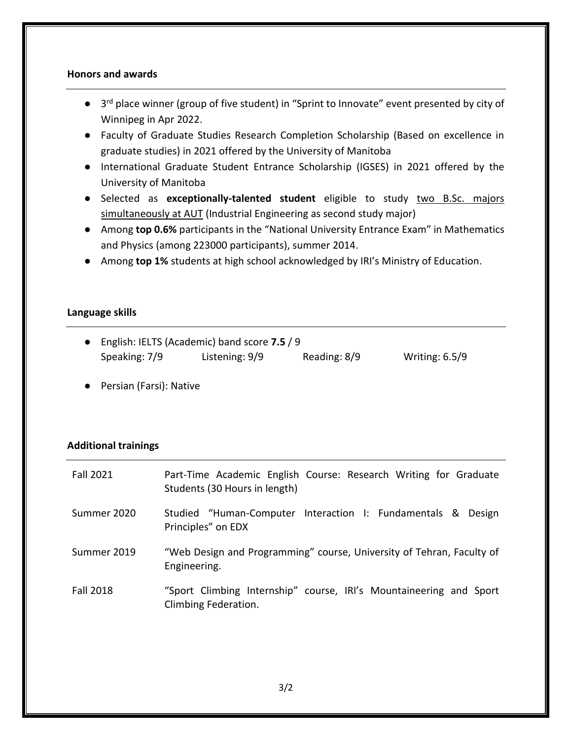## Honors and awards

- 3rd place winner (group of five student) in "Sprint to Innovate" event presented by city of Winnipeg in Apr 2022.
- Faculty of Graduate Studies Research Completion Scholarship (Based on excellence in graduate studies) in 2021 offered by the University of Manitoba
- International Graduate Student Entrance Scholarship (IGSES) in 2021 offered by the University of Manitoba
- Selected as **exceptionally-talented student** eligible to study two B.Sc. majors simultaneously at AUT (Industrial Engineering as second study major)
- Among **top 0.6%** participants in the "National University Entrance Exam" in Mathematics and Physics (among 223000 participants), summer 2014.
- Among **top 1%** students at high school acknowledged by IRI's Ministry of Education.

## Language skills

- English: IELTS (Academic) band score **7.5** / 9
  Speaking: 7/9 Listening: 9/9 Reading: 8/9 Writing: 6.5/9
- Persian (Farsi): Native

## Additional trainings

| | |
|---|---|
| Fall 2021 | Part-Time Academic English Course: Research Writing for Graduate Students (30 Hours in length) |
| Summer 2020 | Studied "Human-Computer Interaction I: Fundamentals & Design Principles" on EDX |
| Summer 2019 | "Web Design and Programming" course, University of Tehran, Faculty of Engineering. |
| Fall 2018 | "Sport Climbing Internship" course, IRI's Mountaineering and Sport Climbing Federation. |